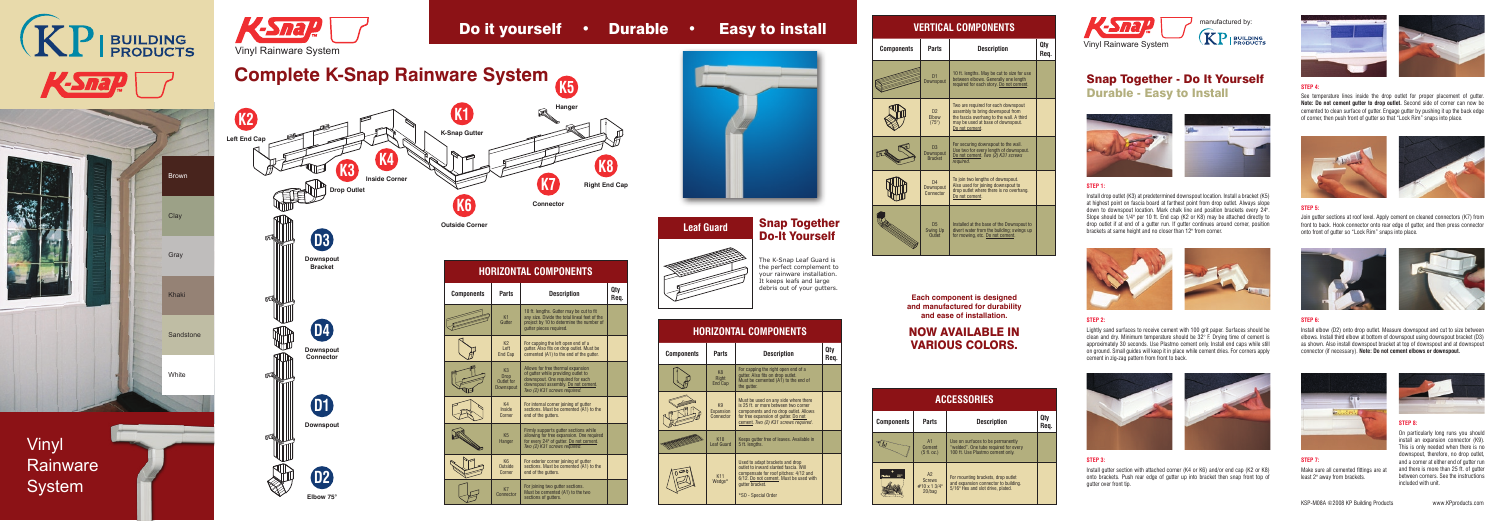# KP BUILDING PRODUCTS

K-Snap

Brown

Clay

Gray

Khaki

Sandstone

White

Vinyl Rainware System

K-Snap Vinyl Rainware System

## Do it yourself • Durable • Easy to install

# Complete K-Snap Rainware System

K5 Hanger

K2 Left End Cap

K1 K-Snap Gutter

K3 Drop Outlet

K4 Inside Corner

K8 Right End Cap

K7 Connector

K6 Outside Corner

D3 Downspout Bracket

D4 Downspout Connector

D1 Downspout

D2 Elbow 75°

| HORIZONTAL COMPONENTS | | | |
|---|---|---|---|
| **Components** | **Parts** | **Description** | **Qty Req.** |
| | K1 Gutter | 10 ft. lengths. Gutter may be cut to fit any size. Divide the total lineal feet of the project by 10 to determine the number of gutter pieces required. | |
| | K2 Left End Cap | For capping the left open end of a gutter. Also fits on drop outlet. Must be cemented (A1) to the end of the gutter. | |
| | K3 Drop Outlet for Downspout | Allows for free thermal expansion of gutter while providing outlet to downspout. One required for each downspout assembly. Do not cement. Two (2) K31 screws required. | |
| | K4 Inside Corner | For internal corner joining of gutter sections. Must be cemented (A1) to the end of the gutters. | |
| | K5 Hanger | Firmly supports gutter sections while allowing for free expansion. One required for every 24" of gutter. Do not cement. Two (2) K31 screws required. | |
| | K6 Outside Corner | For exterior corner joining of gutter sections. Must be cemented (A1) to the end of the gutters. | |
| | K7 Connector | For joining two gutter sections. Must be cemented (A1) to the two sections of gutters. | |

## Leaf Guard

## Snap Together Do-It Yourself

The K-Snap Leaf Guard is the perfect complement to your rainware installation. It keeps leafs and large debris out of your gutters.

| HORIZONTAL COMPONENTS | | | |
|---|---|---|---|
| **Components** | **Parts** | **Description** | **Qty Req.** |
| | K8 Right End Cap | For capping the right open end of a gutter. Also fits on drop outlet. Must be cemented (A1) to the end of the gutter. | |
| | K9 Expansion Connector | Must be used on any side where there is 25 ft. or more between two corner components and no drop outlet. Allows for free expansion of gutter. Do not cement. Two (2) K31 screws required. | |
| | K10 Leaf Guard | Keeps gutter free of leaves. Available in 5 ft. lengths. | |
| | K11 Wedge* | Used to adapt brackets and drop outlet to inward slanted fascia. Will compensate for roof pitches: 4/12 and 6/12. Do not cement. Must be used with gutter bracket.<br><br>*SO - Special Order | |

| VERTICAL COMPONENTS | | | |
|---|---|---|---|
| **Components** | **Parts** | **Description** | **Qty Req.** |
| | D1 Downspout | 10 ft. lengths. May be cut to size for use between elbows. Generally one length required for each story. Do not cement. | |
| | D2 Elbow (75°) | Two are required for each downspout assembly to bring downspout from the fascia overhang to the wall. A third may be used at base of downspout. Do not cement. | |
| | D3 Downspout Bracket | For securing downspout to the wall. Use two for every length of downspout. Do not cement. Two (2) K31 screws required. | |
| | D4 Downspout Connector | To join two lengths of downspout. Also used for joining downspout to drop outlet when there is no overhang. Do not cement. | |
| | D5 Swing Up Outlet | Installed at the base of the Downspout to divert water from the building; swings up for mowing, etc. Do not cement. | |

**Each component is designed and manufactured for durability and ease of installation.**

## NOW AVAILABLE IN VARIOUS COLORS.

| ACCESSORIES | | | |
|---|---|---|---|
| **Components** | **Parts** | **Description** | **Qty Req.** |
| | A1 Cement (8 fl. oz.) | Use on surfaces to be permanently "welded". One tube required for every 100 ft. Use Plastmo cement only. | |
| | A2 Screws #10 x 1 3/4" 20/bag | For mounting brackets, drop outlet and expansion connector to building. 5/16" Hex and slot drive, plated. | |

K-Snap Vinyl Rainware System — manufactured by: KP BUILDING PRODUCTS

## Snap Together - Do It Yourself
## Durable - Easy to Install

**STEP 1:**
Install drop outlet (K3) at predetermined downspout location. Install a bracket (K5) at highest point on fascia board at farthest point from drop outlet. Always slope down to downspout location. Mark chalk line and position brackets every 24". Slope should be 1/4" per 10 ft. End cap (K2 or K8) may be attached directly to drop outlet if at end of a gutter run. If gutter continues around corner, position brackets at same height and no closer than 12" from corner.

**STEP 2:**
Lightly sand surfaces to receive cement with 100 grit paper. Surfaces should be clean and dry. Minimum temperature should be 32° F. Drying time of cement is approximately 30 seconds. Use Plastmo cement only. Install end caps while still on ground. Small guides will keep it in place while cement dries. For corners apply cement in zig-zag pattern from front to back.

**STEP 3:**
Install gutter section with attached corner (K4 or K6) and/or end cap (K2 or K8) onto brackets. Push rear edge of gutter up into bracket then snap front lip of gutter over front lip.

**STEP 4:**
See temperature lines inside the drop outlet for proper placement of gutter. **Note: Do not cement gutter to drop outlet.** Second side of corner can now be cemented to clean surface of gutter. Engage gutter by pushing it up the back edge of corner, then push front of gutter so that "Lock Rim" snaps into place.

**STEP 5:**
Join gutter sections at roof level. Apply cement on cleaned connectors (K7) from front to back. Hook connector onto rear edge of gutter, and then press connector onto front of gutter so "Lock Rim" snaps into place.

**STEP 6:**
Install elbow (D2) onto drop outlet. Measure downspout and cut to size between elbows. Install third elbow at bottom of downspout using downspout bracket (D3) as shown. Also install downspout bracket at top of downspout and at downspout connector (if necessary). **Note: Do not cement elbows or downspout.**

**STEP 7:**
Make sure all cemented fittings are at least 2" away from brackets.

**STEP 8:**
On particularly long runs you should install an expansion connector (K9). This is only needed when there is no downspout, therefore, no drop outlet, and a corner at either end of gutter run and there is more than 25 ft. of gutter between corners. See the instructions included with unit.

KSP-M08A ©2008 KP Building Products www.KPproducts.com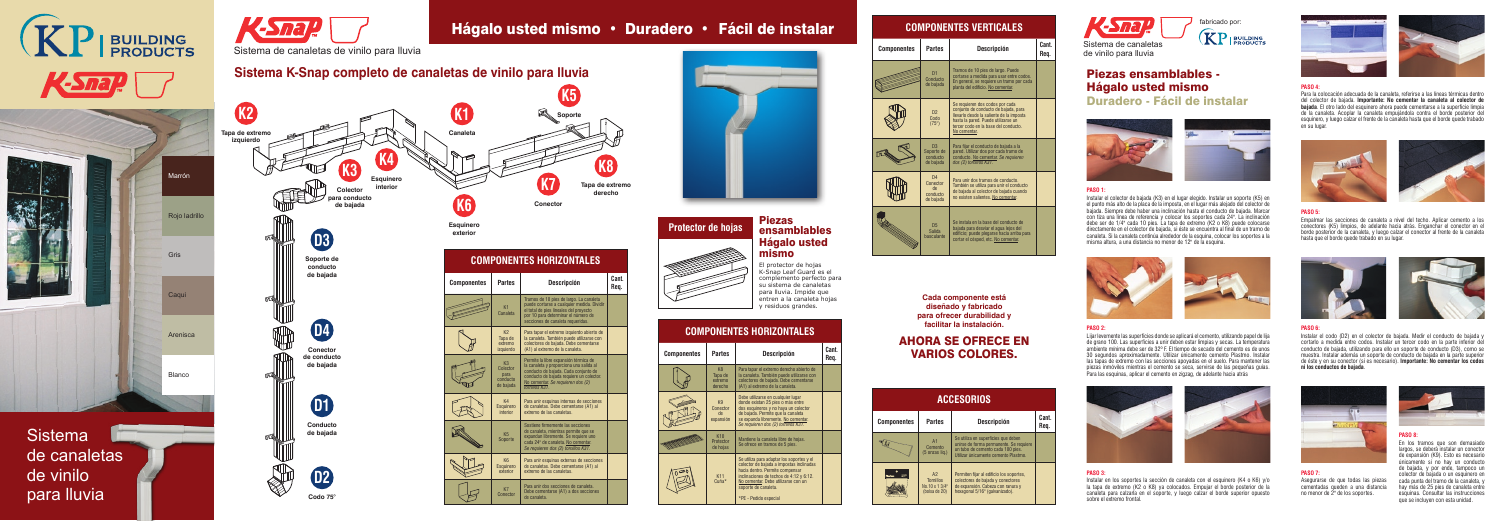# KP BUILDING PRODUCTS

K-Snap

Sistema de canaletas de vinilo para lluvia

Marrón

Rojo ladrillo

Gris

Caqui

Arenisca

Blanco

K-Snap

Sistema de canaletas de vinilo para lluvia

## Hágalo usted mismo • Duradero • Fácil de instalar

## Sistema K-Snap completo de canaletas de vinilo para lluvia

K2 Tapa de extremo izquierdo

K1 Canaleta

K5 Soporte

K3 Colector para conducto de bajada

K4 Esquinero interior

K8 Tapa de extremo derecho

K7 Conector

K6 Esquinero exterior

D3 Soporte de conducto de bajada

D4 Conector de conducto de bajada

D1 Conducto de bajada

D2 Codo 75°

### COMPONENTES HORIZONTALES

| Componentes | Partes | Descripción | Cant. Req. |
|---|---|---|---|
| | K1 Canaleta | Tramos de 10 pies de largo. La canaleta puede cortarse a cualquier medida. Divida el total de pies lineales del proyecto por 10 para determinar el número de secciones de canaleta requeridas. | |
| | K2 Tapa de extremo izquierdo | Para tapar el extremo izquierdo abierto de la canaleta. También puede utilizarse con colectores de bajada. Debe cementarse (A1) al extremo de la canaleta. | |
| | K3 Colector para conducto de bajada | Permite la libre expansión térmica de la canaleta y proporciona una salida al conducto de bajada. Cada conducto de bajada requiere un colector. No cementar. Se requieren dos (2) tornillos (A2). | |
| | K4 Esquinero interior | Para unir esquinas internas de secciones de canaletas. Debe cementarse (A1) al extremo de las canaletas. | |
| | K5 Soporte | Sostiene firmemente las secciones de canaleta, mientras permite que se expandan libremente. Se requiere uno cada 24" de canaleta. No cementar. Se requieren dos (2) tornillos (A2). | |
| | K6 Esquinero exterior | Para unir esquinas externas de secciones de canaletas. Debe cementarse (A1) al extremo de las canaletas. | |
| | K7 Conector | Para unir dos secciones de canaleta. Debe cementarse (A1) a dos secciones de canaleta. | |

### Protector de hojas

## Piezas ensamblables Hágalo usted mismo

El protector de hojas K-Snap Leaf Guard es el complemento perfecto para su sistema de canaletas para lluvia. Impide que entren a la canaleta hojas y residuos grandes.

### COMPONENTES HORIZONTALES

| Componentes | Partes | Descripción | Cant. Req. |
|---|---|---|---|
| | K8 Tapa de extremo derecho | Para tapar el extremo derecho abierto de la canaleta. También puede utilizarse con colectores de bajada. Debe cementarse (A1) al extremo de la canaleta. | |
| | K9 Conector de expansión | Debe utilizarse en cualquier lugar donde existan 35 pies o más entre dos esquineros y no haya un colector de bajada. Permite que la canaleta se expanda libremente. No cementar. Se requieren dos (2) tornillos (A2). | |
| | K10 Protector de hojas | Mantiene la canaleta libre de hojas. Se ofrece en tramos de 3 pies. | |
| | K11 Cuña* | Se utiliza para adaptar los soportes y el colector de bajada a imposta inclinadas hacia dentro. Permite compensar inclinaciones de techos de 4/12 y 8/12. No cementar. Debe utilizarse con un soporte de canaleta. | |

*PE - Pedido especial

### COMPONENTES VERTICALES

| Componentes | Partes | Descripción | Cant. Req. |
|---|---|---|---|
| | D1 Conducto de bajada | Tramos de 10 pies de largo. Puede cortarse a medida para unir entre codos. En general, se requiere un tramo por cada planta del edificio. No cementar. | |
| | D2 Codo (75°) | Se requieren dos codos por cada conducto de conducto de bajada, para llevarlo desde la saliente de la imposta hasta la pared. Puede utilizarse un tercer codo en la base del conducto. No cementar. | |
| | D3 Soporte de conducto de bajada | Para fijar el conducto de bajada a la pared. Utilizar dos por cada tramo de conducto. No cementar. Se requieren dos (2) tornillos (A2). | |
| | D4 Conector de conducto de bajada | Para unir dos tramos de conducto. También se utiliza para unir el conducto de bajada al colector de bajada cuando se usa un codo en imposta. No cementar. | |
| | D5 Salida basculante | Se instala en la base del conducto de bajada para desviar el agua lejos del edificio. Puede plegarse hacia arriba para cortar el césped, etc. No cementar. | |

**Cada componente está diseñado y fabricado para ofrecer durabilidad y facilitar la instalación.**

## AHORA SE OFRECE EN VARIOS COLORES.

### ACCESORIOS

| Componentes | Partes | Descripción | Cant. Req. |
|---|---|---|---|
| | A1 Cemento (3 onzas liq.) | Se utiliza en superficies que deben unirse de forma permanente. Se requiere un tubo de cemento cada 100 pies. Utilizar únicamente cemento Plastmo. | |
| | A2 Tornillos No.10 x 1-3/4" (bolsa de 20) | Permiten fijar al edificio los soportes, colectores de bajada y conectores de expansión. Cabeza con ranura y hexagonal 5/16" (galvanizado). | |

K-Snap fabricado por: KP BUILDING PRODUCTS

Sistema de canaletas de vinilo para lluvia

## Piezas ensamblables - Hágalo usted mismo

### Duradero - Fácil de instalar

**PASO 1:**
Instalar el colector de bajada (K3) en el lugar elegido. Instalar un soporte (K5) en el punto más alto de la placa de la imposta, en el lugar más alejado del colector de bajada. Siempre debe haber una inclinación hasta el conducto de bajada. Marcar con tiza una línea de referencia y colocar los soportes cada 24". La inclinación debe ser de 1/4" cada 10 pies. La tapa de extremo (K2 o K8) puede colocarse directamente en el colector de bajada, si éste se encuentra al final de un tramo de canaleta. Si la canaleta continúa alrededor de la esquina, colocar los soportes a la misma altura, a una distancia no menor de 12" de la esquina.

**PASO 2:**
Lijar levemente las superficies donde se aplicará el cemento, utilizando papel de lija de grano 100. Las superficies a unir deben estar limpias y secas. La temperatura ambiente mínima debe ser de 32° F. El tiempo de secado del cemento es de unos 30 segundos aproximadamente. Utilizar únicamente cemento Plastmo. Instalar las tapas de extremo con las secciones apoyadas en el suelo. Para mantener las piezas inmóviles mientras el cemento se seca, sersirse de las pequeñas guías. Para las esquinas, aplicar el cemento en zigzag, de adelante hacia atrás.

**PASO 3:**
Instalar en los soportes la sección de canaleta con el esquinero (K4 o K6) y/o la tapa de extremo (K2 o K8) ya colocados. Empujar el borde posterior de la canaleta para calzarla en el soporte, y luego calzar el borde superior soporte sobre el extremo frontal.

**PASO 4:**
Para la colocación adecuada de la canaleta, referirse a las líneas térmicas dentro del colector de bajada. **Importante: No cementar la canaleta al colector de bajada.** El otro lado del esquinero ahora puede cementarse a la superficie limpia de la canaleta. Acoplar la canaleta empujándola contra el borde posterior del esquinero, y luego calzar el frente de la canaleta hasta que el borde quede trabado en su lugar.

**PASO 5:**
Empalmar las secciones de canaleta a nivel del techo. Aplicar cemento a los conectores (K5) limpios, de adelante hacia atrás. Enganchar el conector en el borde posterior de la canaleta, y luego calzar el conector al frente de la canaleta hasta que el borde quede trabado en su lugar.

**PASO 6:**
Instalar el codo (D2) en el colector de bajada. Medir el conducto de bajada y cortarlo a medida entre codos. Instalar un tercer codo en la parte inferior del conducto de bajada, utilizando para ello un soporte de conducto (D3), como se muestra. Instalar además un soporte de conducto de bajada en la parte superior de éste y en su conector (si es necesario). **Importante: No cementar los codos ni los conductos de bajada.**

**PASO 7:**
Asegurarse de que todas las piezas cementadas queden a una distancia no menor de 2" de los soportes.

**PASO 8:**
En los tramos que son demasiado largos, se deberá instalar un conector de expansión (K9). Esto es necesario únicamente si no hay un conducto de bajada, y por ende, tampoco un colector de bajada o un esquinero en cada punta del tramo de la canaleta, y hay más de 35 pies de canaleta entre esquinas. Consultar las instrucciones que se incluyen con esta unidad.

# Sistema de canaletas de vinilo para lluvia